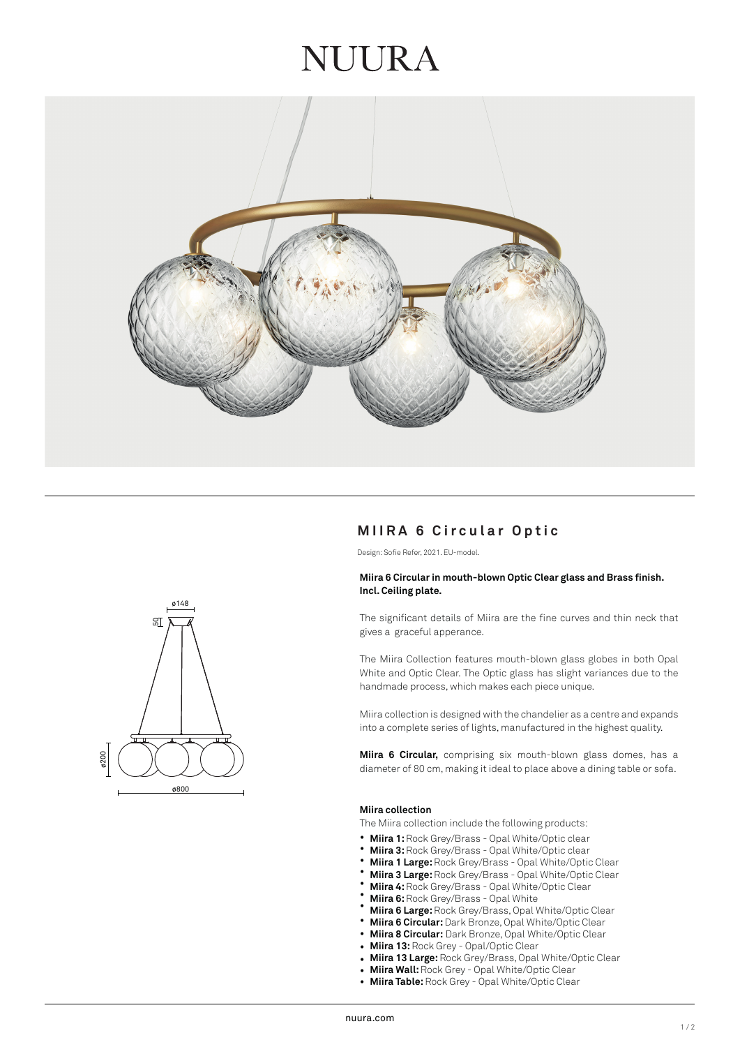# NUURA

## MIIRA 6 Circular Optic

Design: Sofie Refer, 2021. EU-model.

**Miira 6 Circular in mouth-blown Optic Clear glass and Brass finish. Incl. Ceiling plate.**

The significant details of Miira are the fine curves and thin neck that gives a graceful apperance.

The Miira Collection features mouth-blown glass globes in both Opal White and Optic Clear. The Optic glass has slight variances due to the handmade process, which makes each piece unique.

Miira collection is designed with the chandelier as a centre and expands into a complete series of lights, manufactured in the highest quality.

**Miira 6 Circular,** comprising six mouth-blown glass domes, has a diameter of 80 cm, making it ideal to place above a dining table or sofa.

ø148

50

ø200

ø800

**Miira collection**

The Miira collection include the following products:

- **Miira 1:** Rock Grey/Brass - Opal White/Optic clear
- **Miira 3:** Rock Grey/Brass - Opal White/Optic clear
- **Miira 1 Large:** Rock Grey/Brass - Opal White/Optic Clear
- **Miira 3 Large:** Rock Grey/Brass - Opal White/Optic Clear
- **Miira 4:** Rock Grey/Brass - Opal White/Optic Clear
- **Miira 6:** Rock Grey/Brass - Opal White
- **Miira 6 Large:** Rock Grey/Brass, Opal White/Optic Clear
- **Miira 6 Circular:** Dark Bronze, Opal White/Optic Clear
- **Miira 8 Circular:** Dark Bronze, Opal White/Optic Clear
- **Miira 13:** Rock Grey - Opal/Optic Clear
- **Miira 13 Large:** Rock Grey/Brass, Opal White/Optic Clear
- **Miira Wall:** Rock Grey - Opal White/Optic Clear
- **Miira Table:** Rock Grey - Opal White/Optic Clear

nuura.com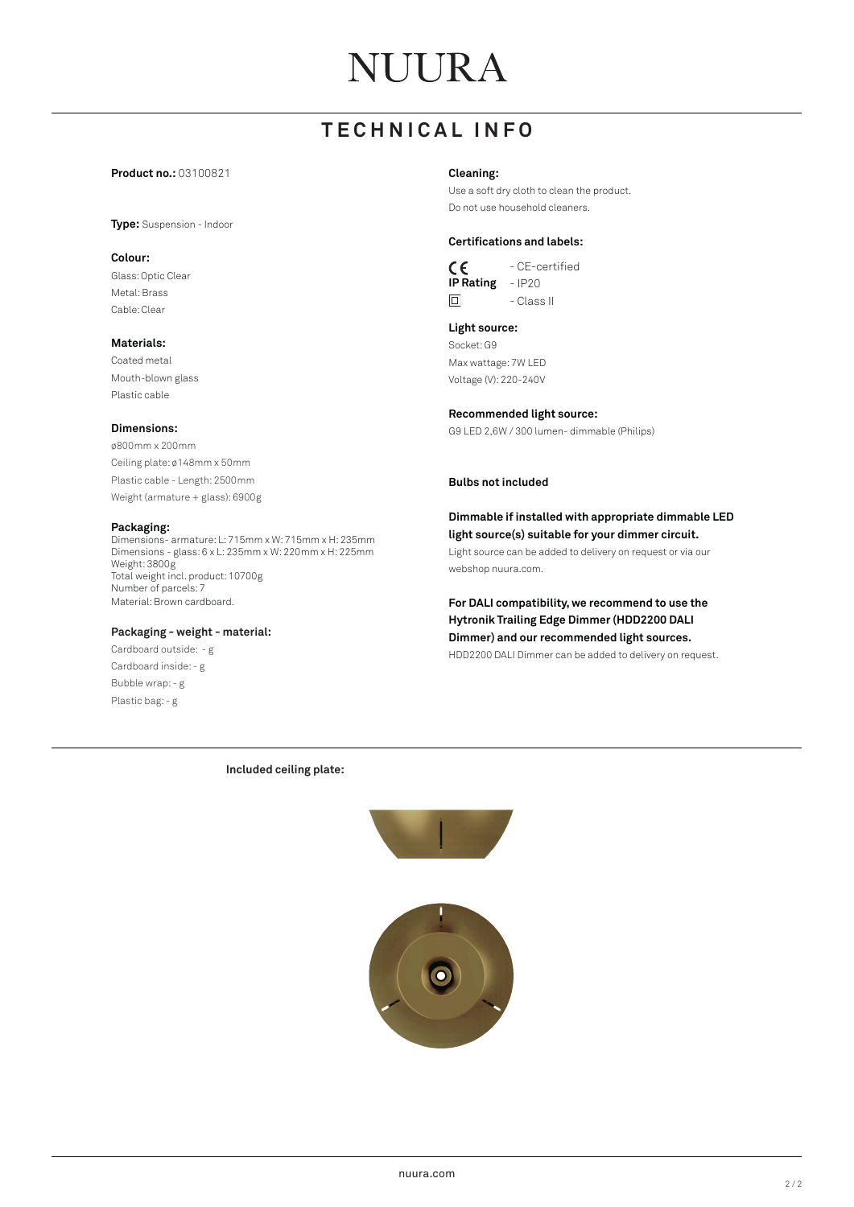# NUURA

## TECHNICAL INFO

**Product no.:** 03100821

**Type:** Suspension - Indoor

**Colour:**
Glass: Optic Clear
Metal: Brass
Cable: Clear

**Materials:**
Coated metal
Mouth-blown glass
Plastic cable

**Dimensions:**
ø800mm x 200mm
Ceiling plate: ø148mm x 50mm
Plastic cable - Length: 2500mm
Weight (armature + glass): 6900g

**Packaging:**
Dimensions- armature: L: 715mm x W: 715mm x H: 235mm
Dimensions - glass: 6 x L: 235mm x W: 220mm x H: 225mm
Weight: 3800g
Total weight incl. product: 10700g
Number of parcels: 7
Material: Brown cardboard.

**Packaging - weight - material:**
Cardboard outside: - g
Cardboard inside: - g
Bubble wrap: - g
Plastic bag: - g

**Cleaning:**
Use a soft dry cloth to clean the product.
Do not use household cleaners.

**Certifications and labels:**
CE - CE-certified
**IP Rating** - IP20
⧈ - Class II

**Light source:**
Socket: G9
Max wattage: 7W LED
Voltage (V): 220-240V

**Recommended light source:**
G9 LED 2,6W / 300 lumen- dimmable (Philips)

**Bulbs not included**

**Dimmable if installed with appropriate dimmable LED light source(s) suitable for your dimmer circuit.**
Light source can be added to delivery on request or via our webshop nuura.com.

**For DALI compatibility, we recommend to use the Hytronik Trailing Edge Dimmer (HDD2200 DALI Dimmer) and our recommended light sources.**
HDD2200 DALI Dimmer can be added to delivery on request.

**Included ceiling plate:**

nuura.com